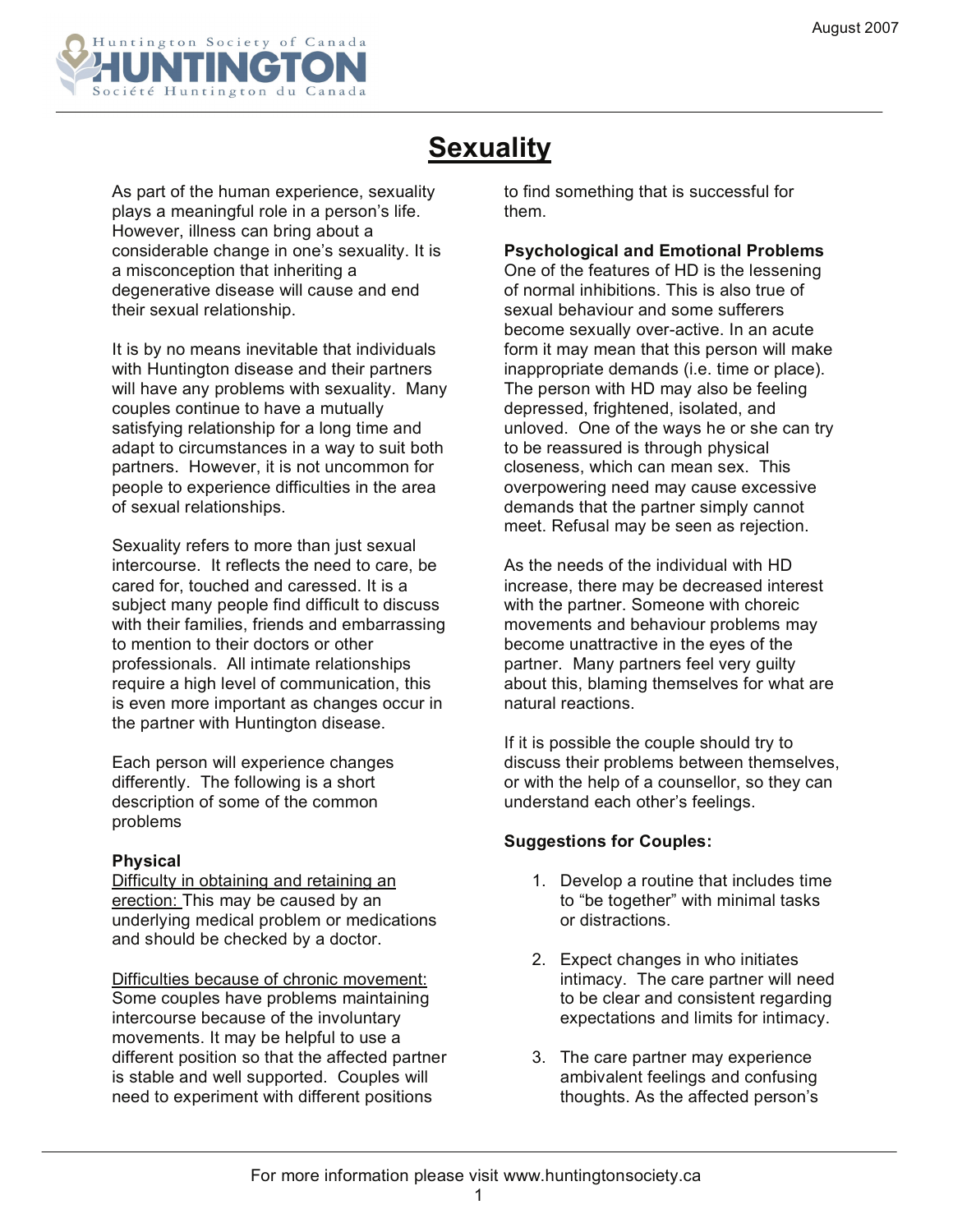# Sexuality

As part of the human experience, sexuality plays a meaningful role in a person's life. However, illness can bring about a considerable change in one's sexuality. It is a misconception that inheriting a degenerative disease will cause and end their sexual relationship.

It is by no means inevitable that individuals with Huntington disease and their partners will have any problems with sexuality. Many couples continue to have a mutually satisfying relationship for a long time and adapt to circumstances in a way to suit both partners. However, it is not uncommon for people to experience difficulties in the area of sexual relationships.

Sexuality refers to more than just sexual intercourse. It reflects the need to care, be cared for, touched and caressed. It is a subject many people find difficult to discuss with their families, friends and embarrassing to mention to their doctors or other professionals. All intimate relationships require a high level of communication, this is even more important as changes occur in the partner with Huntington disease.

Each person will experience changes differently. The following is a short description of some of the common problems

**Physical**

Difficulty in obtaining and retaining an erection: This may be caused by an underlying medical problem or medications and should be checked by a doctor.

Difficulties because of chronic movement: Some couples have problems maintaining intercourse because of the involuntary movements. It may be helpful to use a different position so that the affected partner is stable and well supported. Couples will need to experiment with different positions to find something that is successful for them.

**Psychological and Emotional Problems**

One of the features of HD is the lessening of normal inhibitions. This is also true of sexual behaviour and some sufferers become sexually over-active. In an acute form it may mean that this person will make inappropriate demands (i.e. time or place). The person with HD may also be feeling depressed, frightened, isolated, and unloved. One of the ways he or she can try to be reassured is through physical closeness, which can mean sex. This overpowering need may cause excessive demands that the partner simply cannot meet. Refusal may be seen as rejection.

As the needs of the individual with HD increase, there may be decreased interest with the partner. Someone with choreic movements and behaviour problems may become unattractive in the eyes of the partner. Many partners feel very guilty about this, blaming themselves for what are natural reactions.

If it is possible the couple should try to discuss their problems between themselves, or with the help of a counsellor, so they can understand each other's feelings.

**Suggestions for Couples:**

1. Develop a routine that includes time to "be together" with minimal tasks or distractions.

2. Expect changes in who initiates intimacy. The care partner will need to be clear and consistent regarding expectations and limits for intimacy.

3. The care partner may experience ambivalent feelings and confusing thoughts. As the affected person's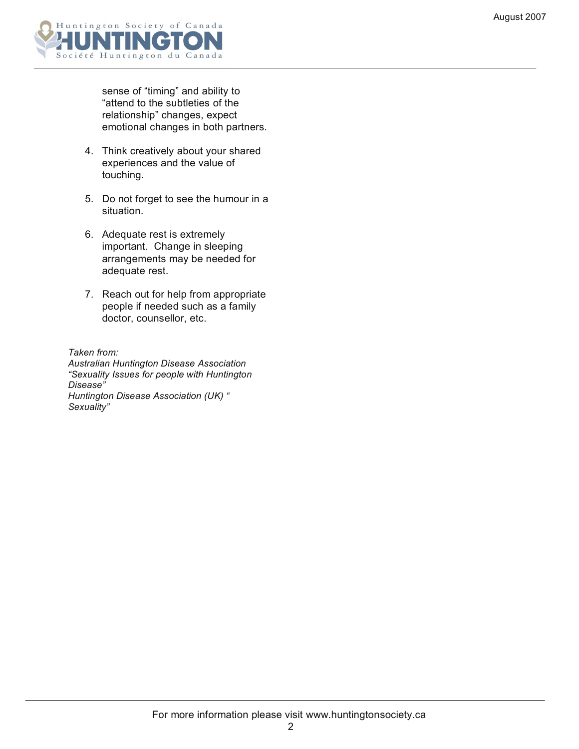sense of "timing" and ability to "attend to the subtleties of the relationship" changes, expect emotional changes in both partners.

4. Think creatively about your shared experiences and the value of touching.

5. Do not forget to see the humour in a situation.

6. Adequate rest is extremely important. Change in sleeping arrangements may be needed for adequate rest.

7. Reach out for help from appropriate people if needed such as a family doctor, counsellor, etc.

*Taken from:*
*Australian Huntington Disease Association "Sexuality Issues for people with Huntington Disease"*
*Huntington Disease Association (UK) " Sexuality"*